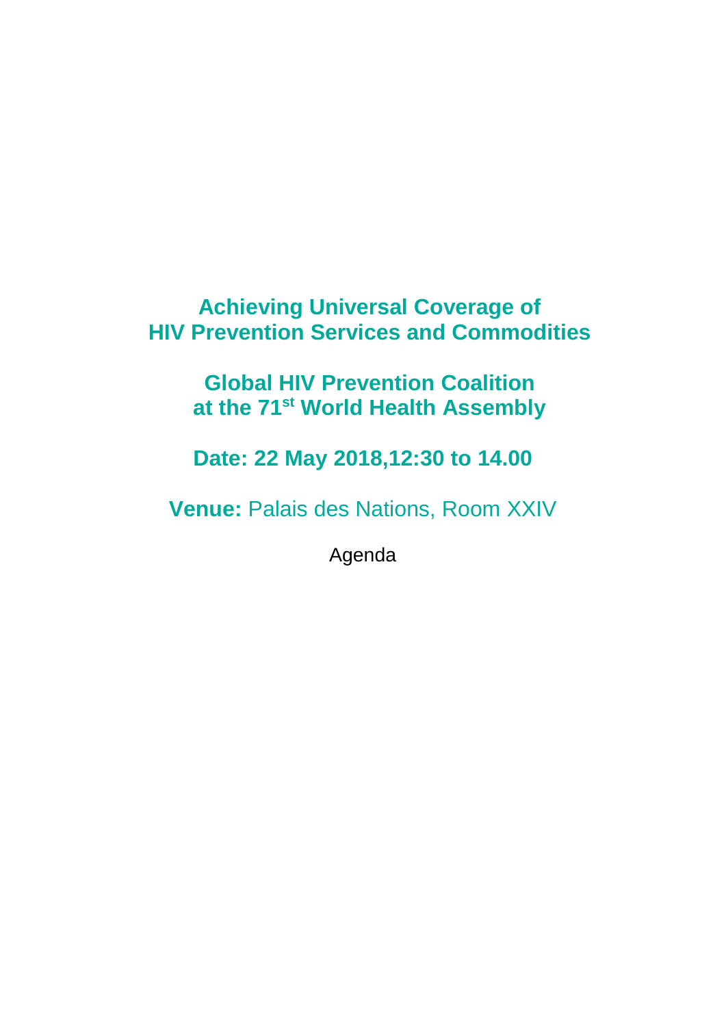# Achieving Universal Coverage of HIV Prevention Services and Commodities

## Global HIV Prevention Coalition at the 71st World Health Assembly

**Date: 22 May 2018,12:30 to 14.00**

**Venue:** Palais des Nations, Room XXIV

Agenda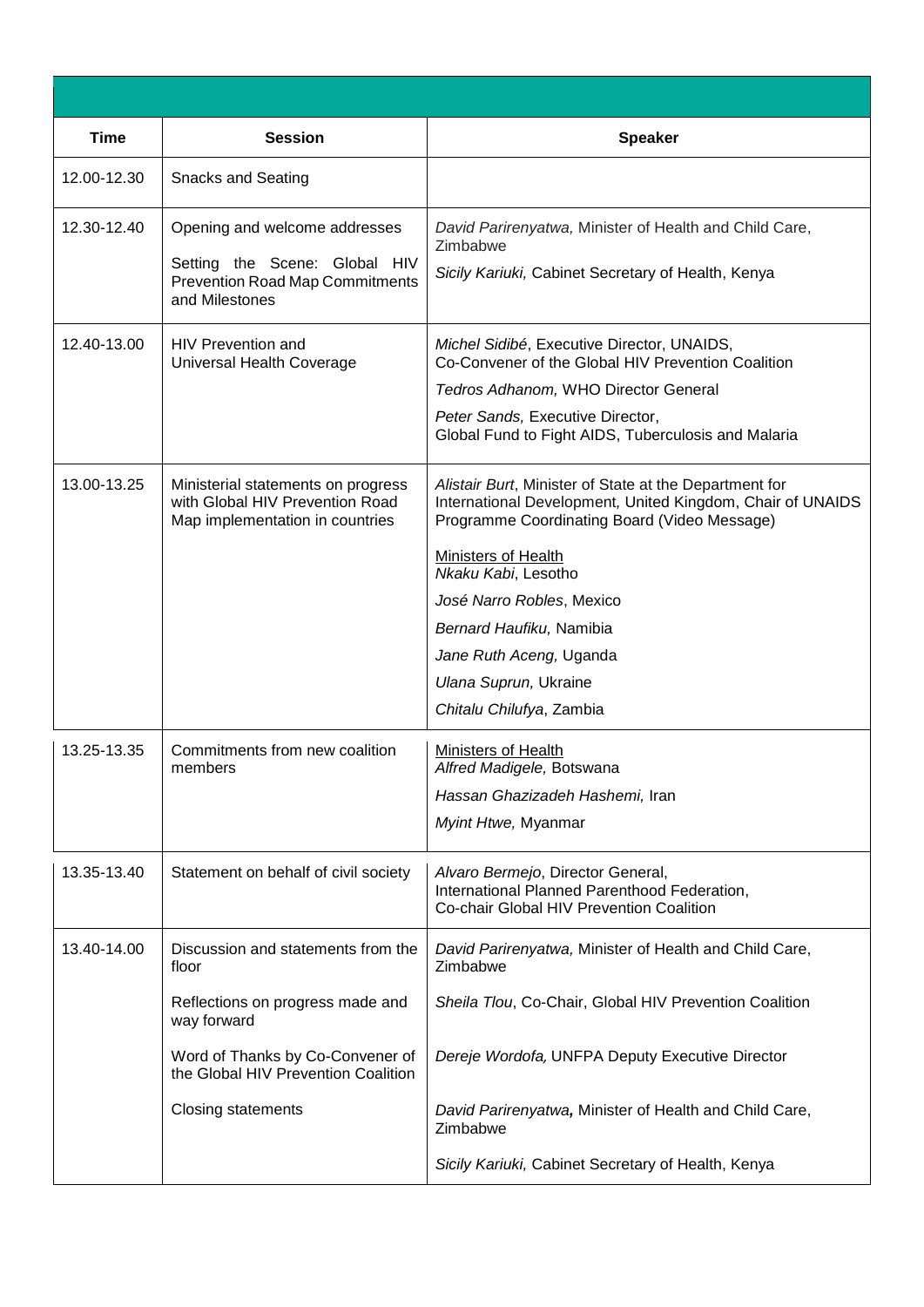| Time | Session | Speaker |
|---|---|---|
| 12.00-12.30 | Snacks and Seating | |
| 12.30-12.40 | Opening and welcome addresses<br><br>Setting the Scene: Global HIV Prevention Road Map Commitments and Milestones | *David Parirenyatwa,* Minister of Health and Child Care, Zimbabwe<br><br>*Sicily Kariuki,* Cabinet Secretary of Health, Kenya |
| 12.40-13.00 | HIV Prevention and Universal Health Coverage | *Michel Sidibé*, Executive Director, UNAIDS, Co-Convener of the Global HIV Prevention Coalition<br><br>*Tedros Adhanom,* WHO Director General<br><br>*Peter Sands,* Executive Director, Global Fund to Fight AIDS, Tuberculosis and Malaria |
| 13.00-13.25 | Ministerial statements on progress with Global HIV Prevention Road Map implementation in countries | *Alistair Burt*, Minister of State at the Department for International Development, United Kingdom, Chair of UNAIDS Programme Coordinating Board (Video Message)<br><br>Ministers of Health<br>*Nkaku Kabi*, Lesotho<br><br>*José Narro Robles*, Mexico<br><br>*Bernard Haufiku,* Namibia<br><br>*Jane Ruth Aceng,* Uganda<br><br>*Ulana Suprun,* Ukraine<br><br>*Chitalu Chilufya*, Zambia |
| 13.25-13.35 | Commitments from new coalition members | Ministers of Health<br>*Alfred Madigele,* Botswana<br><br>*Hassan Ghazizadeh Hashemi,* Iran<br><br>*Myint Htwe,* Myanmar |
| 13.35-13.40 | Statement on behalf of civil society | *Alvaro Bermejo*, Director General, International Planned Parenthood Federation, Co-chair Global HIV Prevention Coalition |
| 13.40-14.00 | Discussion and statements from the floor<br><br>Reflections on progress made and way forward<br><br>Word of Thanks by Co-Convener of the Global HIV Prevention Coalition<br><br>Closing statements | *David Parirenyatwa,* Minister of Health and Child Care, Zimbabwe<br><br>*Sheila Tlou*, Co-Chair, Global HIV Prevention Coalition<br><br>*Dereje Wordofa,* UNFPA Deputy Executive Director<br><br>*David Parirenyatwa,* Minister of Health and Child Care, Zimbabwe<br><br>*Sicily Kariuki,* Cabinet Secretary of Health, Kenya |